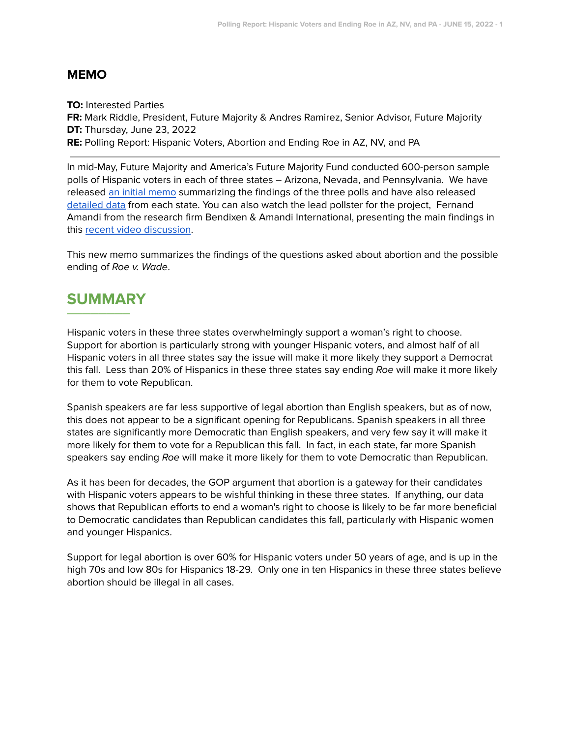# MEMO

**TO:** Interested Parties
**FR:** Mark Riddle, President, Future Majority & Andres Ramirez, Senior Advisor, Future Majority
**DT:** Thursday, June 23, 2022
**RE:** Polling Report: Hispanic Voters, Abortion and Ending Roe in AZ, NV, and PA

---

In mid-May, Future Majority and America's Future Majority Fund conducted 600-person sample polls of Hispanic voters in each of three states – Arizona, Nevada, and Pennsylvania. We have released an initial memo summarizing the findings of the three polls and have also released detailed data from each state. You can also watch the lead pollster for the project, Fernand Amandi from the research firm Bendixen & Amandi International, presenting the main findings in this recent video discussion.

This new memo summarizes the findings of the questions asked about abortion and the possible ending of *Roe v. Wade*.

## SUMMARY

Hispanic voters in these three states overwhelmingly support a woman's right to choose. Support for abortion is particularly strong with younger Hispanic voters, and almost half of all Hispanic voters in all three states say the issue will make it more likely they support a Democrat this fall. Less than 20% of Hispanics in these three states say ending *Roe* will make it more likely for them to vote Republican.

Spanish speakers are far less supportive of legal abortion than English speakers, but as of now, this does not appear to be a significant opening for Republicans. Spanish speakers in all three states are significantly more Democratic than English speakers, and very few say it will make it more likely for them to vote for a Republican this fall. In fact, in each state, far more Spanish speakers say ending *Roe* will make it more likely for them to vote Democratic than Republican.

As it has been for decades, the GOP argument that abortion is a gateway for their candidates with Hispanic voters appears to be wishful thinking in these three states. If anything, our data shows that Republican efforts to end a woman's right to choose is likely to be far more beneficial to Democratic candidates than Republican candidates this fall, particularly with Hispanic women and younger Hispanics.

Support for legal abortion is over 60% for Hispanic voters under 50 years of age, and is up in the high 70s and low 80s for Hispanics 18-29. Only one in ten Hispanics in these three states believe abortion should be illegal in all cases.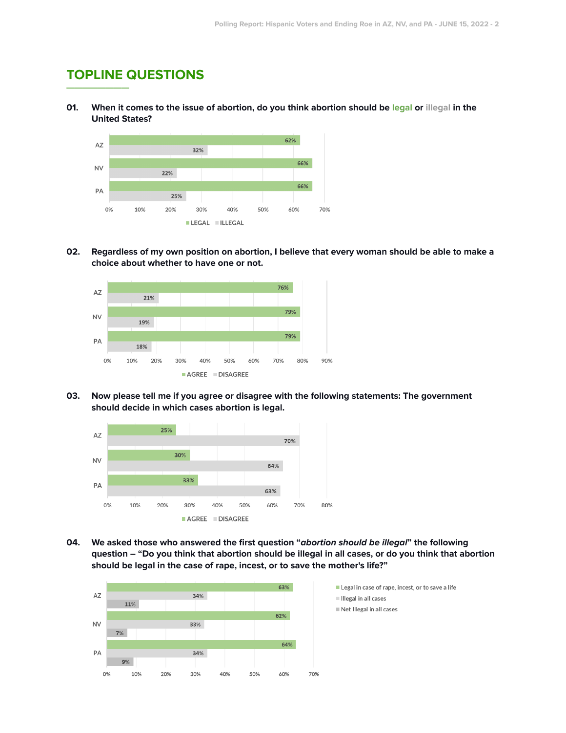## TOPLINE QUESTIONS

**01. When it comes to the issue of abortion, do you think abortion should be legal or illegal in the United States?**

| | LEGAL | ILLEGAL |
|---|---|---|
| AZ | 62% | 32% |
| NV | 66% | 22% |
| PA | 66% | 25% |

**02. Regardless of my own position on abortion, I believe that every woman should be able to make a choice about whether to have one or not.**

| | AGREE | DISAGREE |
|---|---|---|
| AZ | 76% | 21% |
| NV | 79% | 19% |
| PA | 79% | 18% |

**03. Now please tell me if you agree or disagree with the following statements: The government should decide in which cases abortion is legal.**

| | AGREE | DISAGREE |
|---|---|---|
| AZ | 25% | 70% |
| NV | 30% | 64% |
| PA | 33% | 63% |

**04. We asked those who answered the first question "*abortion should be illegal*" the following question – "Do you think that abortion should be illegal in all cases, or do you think that abortion should be legal in the case of rape, incest, or to save the mother's life?"**

| | Legal in case of rape, incest, or to save a life | Illegal in all cases | Net Illegal in all cases |
|---|---|---|---|
| AZ | 63% | 34% | 11% |
| NV | 62% | 33% | 7% |
| PA | 64% | 34% | 9% |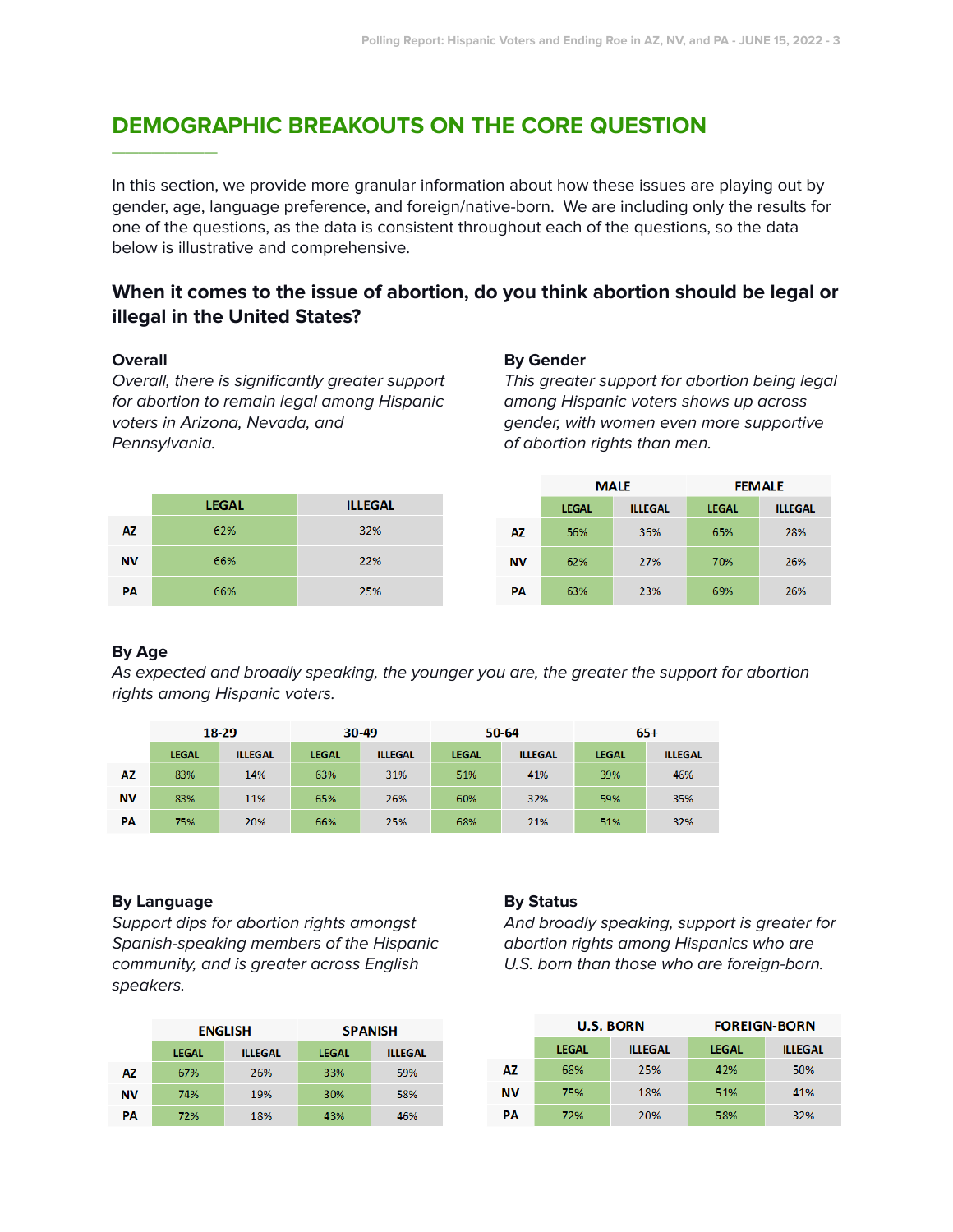## DEMOGRAPHIC BREAKOUTS ON THE CORE QUESTION

In this section, we provide more granular information about how these issues are playing out by gender, age, language preference, and foreign/native-born. We are including only the results for one of the questions, as the data is consistent throughout each of the questions, so the data below is illustrative and comprehensive.

### When it comes to the issue of abortion, do you think abortion should be legal or illegal in the United States?

**Overall**

*Overall, there is significantly greater support for abortion to remain legal among Hispanic voters in Arizona, Nevada, and Pennsylvania.*

| | LEGAL | ILLEGAL |
|---|---|---|
| AZ | 62% | 32% |
| NV | 66% | 22% |
| PA | 66% | 25% |

**By Gender**

*This greater support for abortion being legal among Hispanic voters shows up across gender, with women even more supportive of abortion rights than men.*

| | MALE | | FEMALE | |
|---|---|---|---|---|
| | LEGAL | ILLEGAL | LEGAL | ILLEGAL |
| AZ | 56% | 36% | 65% | 28% |
| NV | 62% | 27% | 70% | 26% |
| PA | 63% | 23% | 69% | 26% |

**By Age**

*As expected and broadly speaking, the younger you are, the greater the support for abortion rights among Hispanic voters.*

| | 18-29 | | 30-49 | | 50-64 | | 65+ | |
|---|---|---|---|---|---|---|---|---|
| | LEGAL | ILLEGAL | LEGAL | ILLEGAL | LEGAL | ILLEGAL | LEGAL | ILLEGAL |
| AZ | 83% | 14% | 63% | 31% | 51% | 41% | 39% | 46% |
| NV | 83% | 11% | 65% | 26% | 60% | 32% | 59% | 35% |
| PA | 75% | 20% | 66% | 25% | 68% | 21% | 51% | 32% |

**By Language**

*Support dips for abortion rights amongst Spanish-speaking members of the Hispanic community, and is greater across English speakers.*

| | ENGLISH | | SPANISH | |
|---|---|---|---|---|
| | LEGAL | ILLEGAL | LEGAL | ILLEGAL |
| AZ | 67% | 26% | 33% | 59% |
| NV | 74% | 19% | 30% | 58% |
| PA | 72% | 18% | 43% | 46% |

**By Status**

*And broadly speaking, support is greater for abortion rights among Hispanics who are U.S. born than those who are foreign-born.*

| | U.S. BORN | | FOREIGN-BORN | |
|---|---|---|---|---|
| | LEGAL | ILLEGAL | LEGAL | ILLEGAL |
| AZ | 68% | 25% | 42% | 50% |
| NV | 75% | 18% | 51% | 41% |
| PA | 72% | 20% | 58% | 32% |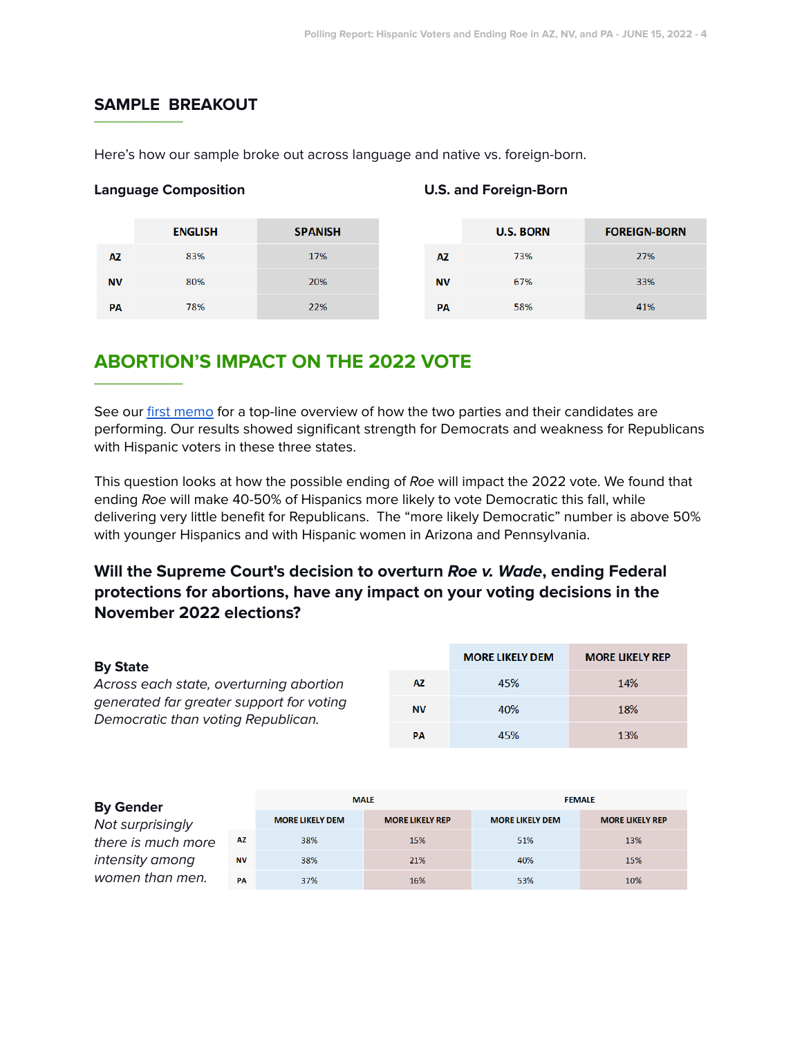## SAMPLE BREAKOUT

Here's how our sample broke out across language and native vs. foreign-born.

**Language Composition**

| | ENGLISH | SPANISH |
|---|---|---|
| AZ | 83% | 17% |
| NV | 80% | 20% |
| PA | 78% | 22% |

**U.S. and Foreign-Born**

| | U.S. BORN | FOREIGN-BORN |
|---|---|---|
| AZ | 73% | 27% |
| NV | 67% | 33% |
| PA | 58% | 41% |

## ABORTION'S IMPACT ON THE 2022 VOTE

See our first memo for a top-line overview of how the two parties and their candidates are performing. Our results showed significant strength for Democrats and weakness for Republicans with Hispanic voters in these three states.

This question looks at how the possible ending of *Roe* will impact the 2022 vote. We found that ending *Roe* will make 40-50% of Hispanics more likely to vote Democratic this fall, while delivering very little benefit for Republicans. The "more likely Democratic" number is above 50% with younger Hispanics and with Hispanic women in Arizona and Pennsylvania.

### Will the Supreme Court's decision to overturn *Roe v. Wade*, ending Federal protections for abortions, have any impact on your voting decisions in the November 2022 elections?

**By State**

*Across each state, overturning abortion generated far greater support for voting Democratic than voting Republican.*

| | MORE LIKELY DEM | MORE LIKELY REP |
|---|---|---|
| AZ | 45% | 14% |
| NV | 40% | 18% |
| PA | 45% | 13% |

**By Gender**

*Not surprisingly there is much more intensity among women than men.*

| | MALE | | FEMALE | |
|---|---|---|---|---|
| | MORE LIKELY DEM | MORE LIKELY REP | MORE LIKELY DEM | MORE LIKELY REP |
| AZ | 38% | 15% | 51% | 13% |
| NV | 38% | 21% | 40% | 15% |
| PA | 37% | 16% | 53% | 10% |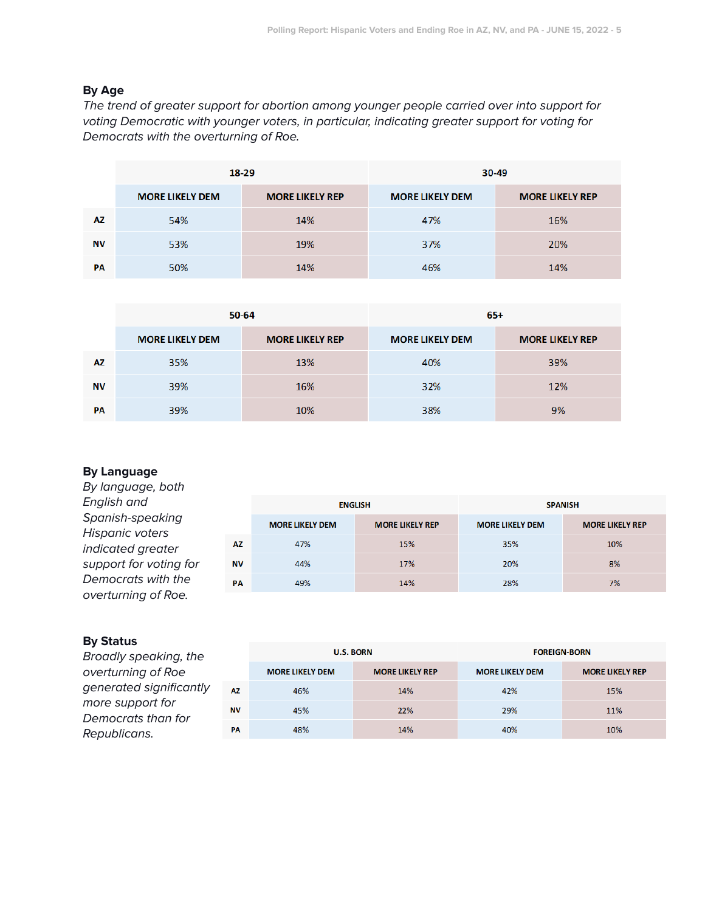### By Age

*The trend of greater support for abortion among younger people carried over into support for voting Democratic with younger voters, in particular, indicating greater support for voting for Democrats with the overturning of Roe.*

| | 18-29 | | 30-49 | |
|---|---|---|---|---|
| | MORE LIKELY DEM | MORE LIKELY REP | MORE LIKELY DEM | MORE LIKELY REP |
| AZ | 54% | 14% | 47% | 16% |
| NV | 53% | 19% | 37% | 20% |
| PA | 50% | 14% | 46% | 14% |

| | 50-64 | | 65+ | |
|---|---|---|---|---|
| | MORE LIKELY DEM | MORE LIKELY REP | MORE LIKELY DEM | MORE LIKELY REP |
| AZ | 35% | 13% | 40% | 39% |
| NV | 39% | 16% | 32% | 12% |
| PA | 39% | 10% | 38% | 9% |

### By Language

*By language, both English and Spanish-speaking Hispanic voters indicated greater support for voting for Democrats with the overturning of Roe.*

| | ENGLISH | | SPANISH | |
|---|---|---|---|---|
| | MORE LIKELY DEM | MORE LIKELY REP | MORE LIKELY DEM | MORE LIKELY REP |
| AZ | 47% | 15% | 35% | 10% |
| NV | 44% | 17% | 20% | 8% |
| PA | 49% | 14% | 28% | 7% |

### By Status

*Broadly speaking, the overturning of Roe generated significantly more support for Democrats than for Republicans.*

| | U.S. BORN | | FOREIGN-BORN | |
|---|---|---|---|---|
| | MORE LIKELY DEM | MORE LIKELY REP | MORE LIKELY DEM | MORE LIKELY REP |
| AZ | 46% | 14% | 42% | 15% |
| NV | 45% | 22% | 29% | 11% |
| PA | 48% | 14% | 40% | 10% |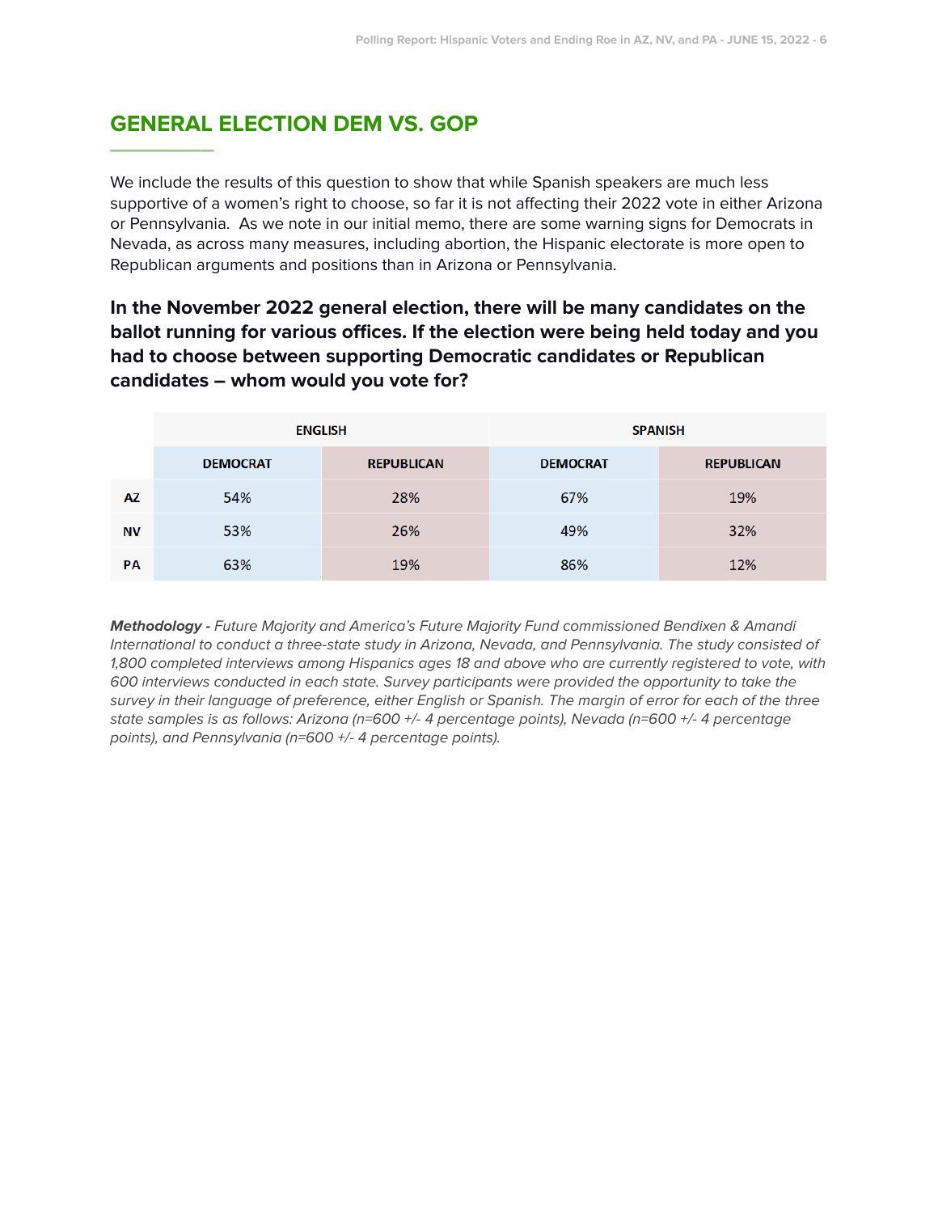## GENERAL ELECTION DEM VS. GOP

We include the results of this question to show that while Spanish speakers are much less supportive of a women's right to choose, so far it is not affecting their 2022 vote in either Arizona or Pennsylvania.  As we note in our initial memo, there are some warning signs for Democrats in Nevada, as across many measures, including abortion, the Hispanic electorate is more open to Republican arguments and positions than in Arizona or Pennsylvania.

### In the November 2022 general election, there will be many candidates on the ballot running for various offices. If the election were being held today and you had to choose between supporting Democratic candidates or Republican candidates – whom would you vote for?

| | ENGLISH | | SPANISH | |
|---|---|---|---|---|
| | DEMOCRAT | REPUBLICAN | DEMOCRAT | REPUBLICAN |
| AZ | 54% | 28% | 67% | 19% |
| NV | 53% | 26% | 49% | 32% |
| PA | 63% | 19% | 86% | 12% |

***Methodology -*** *Future Majority and America's Future Majority Fund commissioned Bendixen & Amandi International to conduct a three-state study in Arizona, Nevada, and Pennsylvania. The study consisted of 1,800 completed interviews among Hispanics ages 18 and above who are currently registered to vote, with 600 interviews conducted in each state. Survey participants were provided the opportunity to take the survey in their language of preference, either English or Spanish. The margin of error for each of the three state samples is as follows: Arizona (n=600 +/- 4 percentage points), Nevada (n=600 +/- 4 percentage points), and Pennsylvania (n=600 +/- 4 percentage points).*